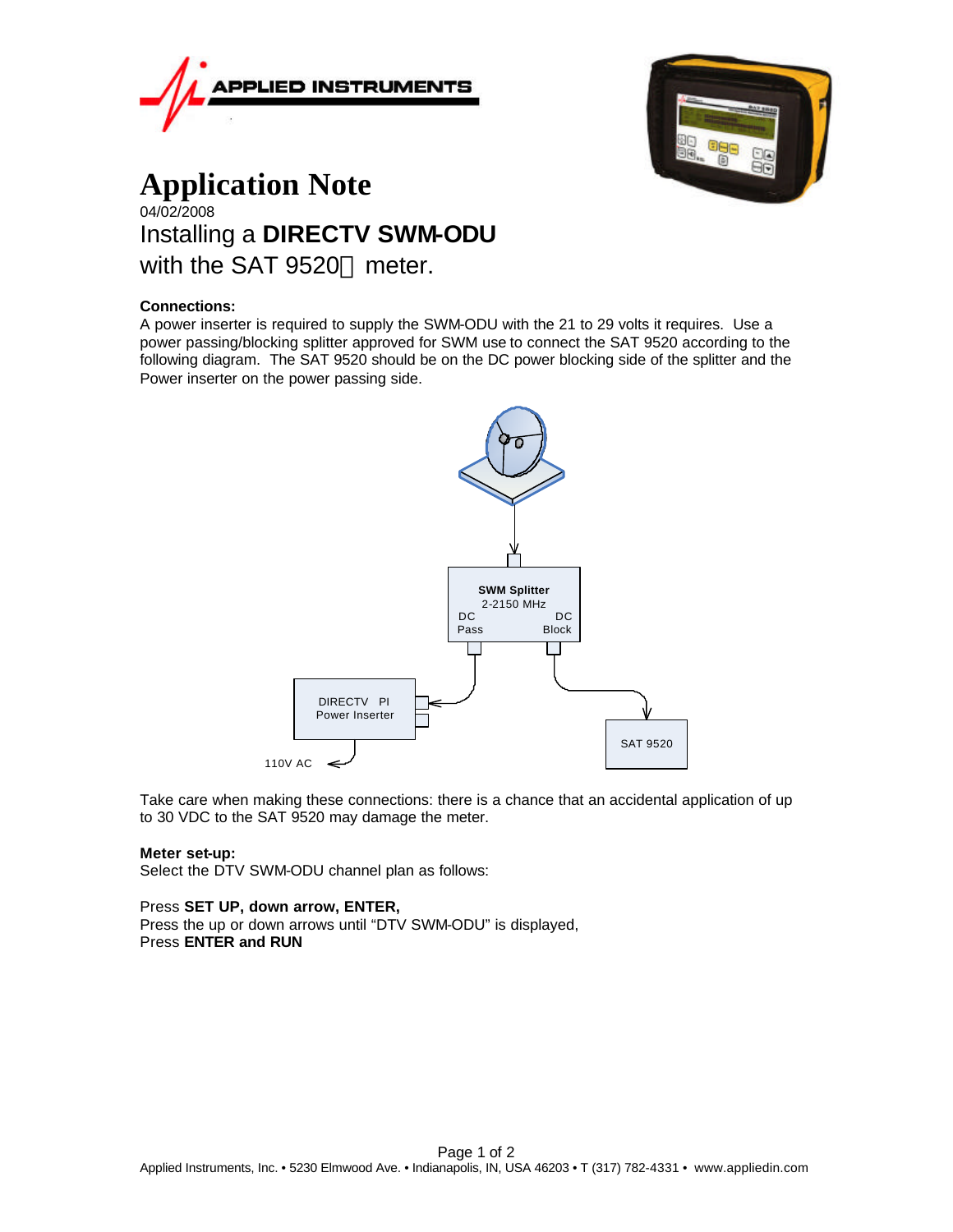APPLIED INSTRUMENTS

# Application Note

04/02/2008

## Installing a **DIRECTV SWM-ODU** with the SAT 9520 meter.

**Connections:**

A power inserter is required to supply the SWM-ODU with the 21 to 29 volts it requires. Use a power passing/blocking splitter approved for SWM use to connect the SAT 9520 according to the following diagram. The SAT 9520 should be on the DC power blocking side of the splitter and the Power inserter on the power passing side.

SWM Splitter
2-2150 MHz
DC Pass
DC Block

DIRECTV PI
Power Inserter

110V AC

SAT 9520

Take care when making these connections: there is a chance that an accidental application of up to 30 VDC to the SAT 9520 may damage the meter.

**Meter set-up:**

Select the DTV SWM-ODU channel plan as follows:

Press **SET UP, down arrow, ENTER,**
Press the up or down arrows until "DTV SWM-ODU" is displayed,
Press **ENTER and RUN**

Applied Instruments, Inc. • 5230 Elmwood Ave. • Indianapolis, IN, USA 46203 • T (317) 782-4331 • www.appliedin.com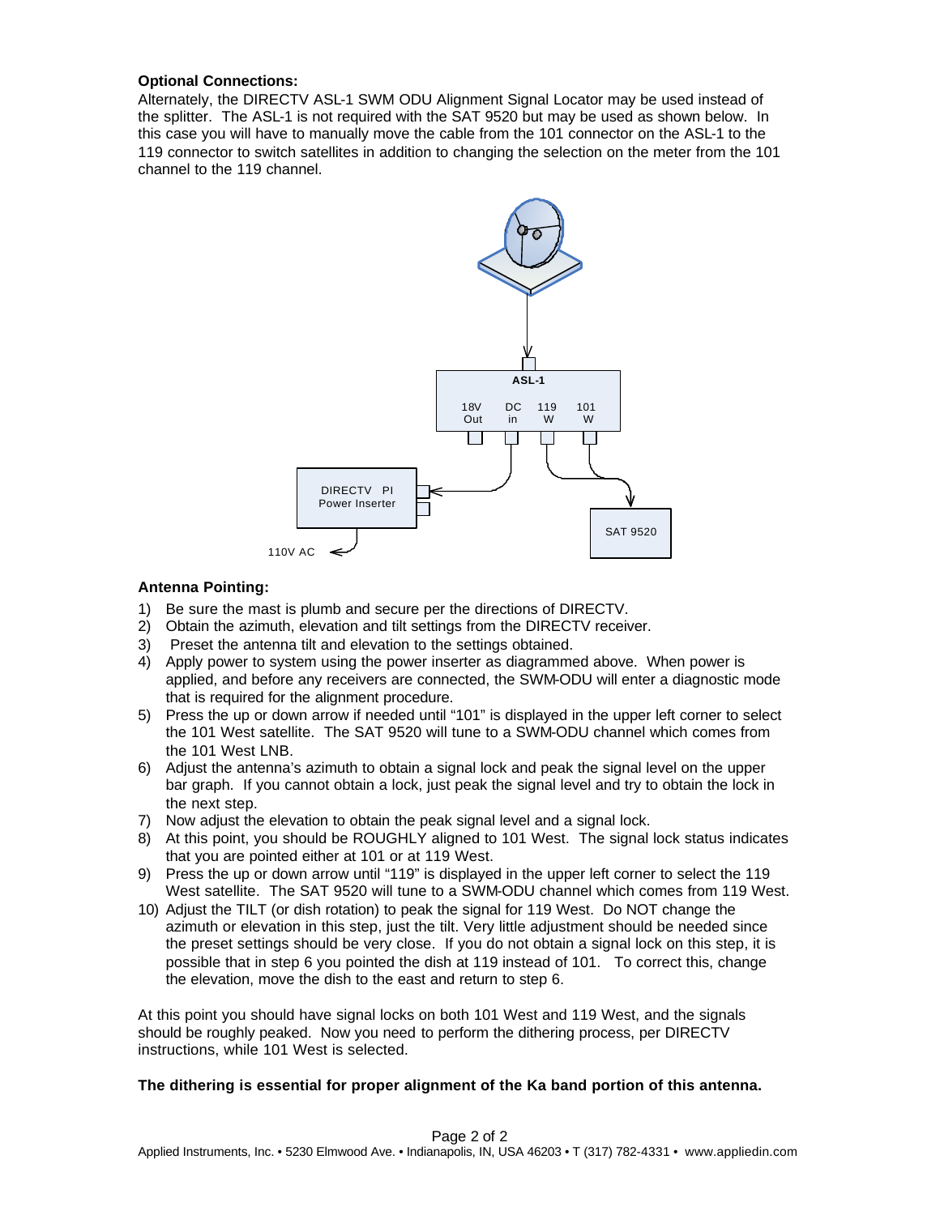**Optional Connections:**

Alternately, the DIRECTV ASL-1 SWM ODU Alignment Signal Locator may be used instead of the splitter. The ASL-1 is not required with the SAT 9520 but may be used as shown below. In this case you will have to manually move the cable from the 101 connector on the ASL-1 to the 119 connector to switch satellites in addition to changing the selection on the meter from the 101 channel to the 119 channel.

ASL-1

18V Out

DC in

119 W

101 W

DIRECTV PI Power Inserter

110V AC

SAT 9520

**Antenna Pointing:**

1) Be sure the mast is plumb and secure per the directions of DIRECTV.
2) Obtain the azimuth, elevation and tilt settings from the DIRECTV receiver.
3) Preset the antenna tilt and elevation to the settings obtained.
4) Apply power to system using the power inserter as diagrammed above. When power is applied, and before any receivers are connected, the SWM-ODU will enter a diagnostic mode that is required for the alignment procedure.
5) Press the up or down arrow if needed until "101" is displayed in the upper left corner to select the 101 West satellite. The SAT 9520 will tune to a SWM-ODU channel which comes from the 101 West LNB.
6) Adjust the antenna's azimuth to obtain a signal lock and peak the signal level on the upper bar graph. If you cannot obtain a lock, just peak the signal level and try to obtain the lock in the next step.
7) Now adjust the elevation to obtain the peak signal level and a signal lock.
8) At this point, you should be ROUGHLY aligned to 101 West. The signal lock status indicates that you are pointed either at 101 or at 119 West.
9) Press the up or down arrow until "119" is displayed in the upper left corner to select the 119 West satellite. The SAT 9520 will tune to a SWM-ODU channel which comes from 119 West.
10) Adjust the TILT (or dish rotation) to peak the signal for 119 West. Do NOT change the azimuth or elevation in this step, just the tilt. Very little adjustment should be needed since the preset settings should be very close. If you do not obtain a signal lock on this step, it is possible that in step 6 you pointed the dish at 119 instead of 101. To correct this, change the elevation, move the dish to the east and return to step 6.

At this point you should have signal locks on both 101 West and 119 West, and the signals should be roughly peaked. Now you need to perform the dithering process, per DIRECTV instructions, while 101 West is selected.

**The dithering is essential for proper alignment of the Ka band portion of this antenna.**

Applied Instruments, Inc. • 5230 Elmwood Ave. • Indianapolis, IN, USA 46203 • T (317) 782-4331 • www.appliedin.com